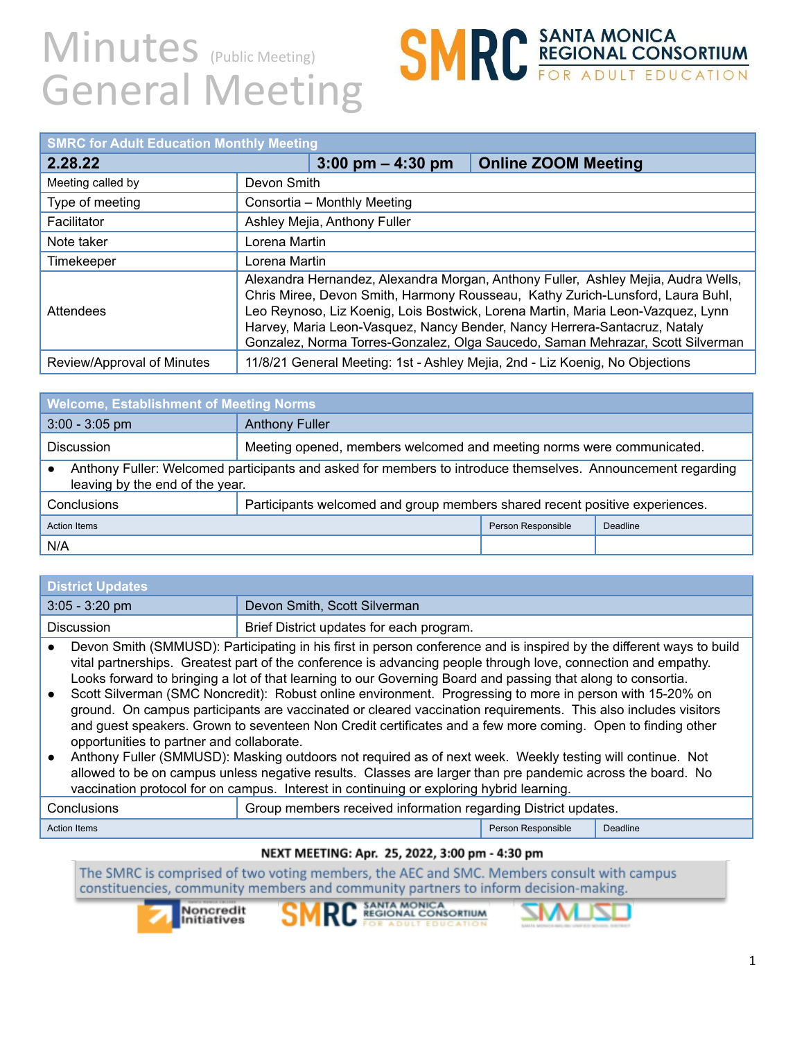# Minutes (Public Meeting)
# General Meeting

SMRC SANTA MONICA REGIONAL CONSORTIUM FOR ADULT EDUCATION

| SMRC for Adult Education Monthly Meeting | | |
|---|---|---|
| **2.28.22** | **3:00 pm – 4:30 pm** | **Online ZOOM Meeting** |
| Meeting called by | Devon Smith | |
| Type of meeting | Consortia – Monthly Meeting | |
| Facilitator | Ashley Mejia, Anthony Fuller | |
| Note taker | Lorena Martin | |
| Timekeeper | Lorena Martin | |
| Attendees | Alexandra Hernandez, Alexandra Morgan, Anthony Fuller, Ashley Mejia, Audra Wells, Chris Miree, Devon Smith, Harmony Rousseau, Kathy Zurich-Lunsford, Laura Buhl, Leo Reynoso, Liz Koenig, Lois Bostwick, Lorena Martin, Maria Leon-Vazquez, Lynn Harvey, Maria Leon-Vasquez, Nancy Bender, Nancy Herrera-Santacruz, Nataly Gonzalez, Norma Torres-Gonzalez, Olga Saucedo, Saman Mehrazar, Scott Silverman | |
| Review/Approval of Minutes | 11/8/21 General Meeting: 1st - Ashley Mejia, 2nd - Liz Koenig, No Objections | |

| Welcome, Establishment of Meeting Norms | |
|---|---|
| 3:00 - 3:05 pm | Anthony Fuller |
| Discussion | Meeting opened, members welcomed and meeting norms were communicated. |

- Anthony Fuller: Welcomed participants and asked for members to introduce themselves. Announcement regarding leaving by the end of the year.

| | | |
|---|---|---|
| Conclusions | Participants welcomed and group members shared recent positive experiences. | |
| Action Items | Person Responsible | Deadline |
| N/A | | |

| District Updates | |
|---|---|
| 3:05 - 3:20 pm | Devon Smith, Scott Silverman |
| Discussion | Brief District updates for each program. |

- Devon Smith (SMMUSD): Participating in his first in person conference and is inspired by the different ways to build vital partnerships. Greatest part of the conference is advancing people through love, connection and empathy. Looks forward to bringing a lot of that learning to our Governing Board and passing that along to consortia.
- Scott Silverman (SMC Noncredit): Robust online environment. Progressing to more in person with 15-20% on ground. On campus participants are vaccinated or cleared vaccination requirements. This also includes visitors and guest speakers. Grown to seventeen Non Credit certificates and a few more coming. Open to finding other opportunities to partner and collaborate.
- Anthony Fuller (SMMUSD): Masking outdoors not required as of next week. Weekly testing will continue. Not allowed to be on campus unless negative results. Classes are larger than pre pandemic across the board. No vaccination protocol for on campus. Interest in continuing or exploring hybrid learning.

| | | |
|---|---|---|
| Conclusions | Group members received information regarding District updates. | |
| Action Items | Person Responsible | Deadline |

**NEXT MEETING: Apr. 25, 2022, 3:00 pm - 4:30 pm**

The SMRC is comprised of two voting members, the AEC and SMC. Members consult with campus constituencies, community members and community partners to inform decision-making.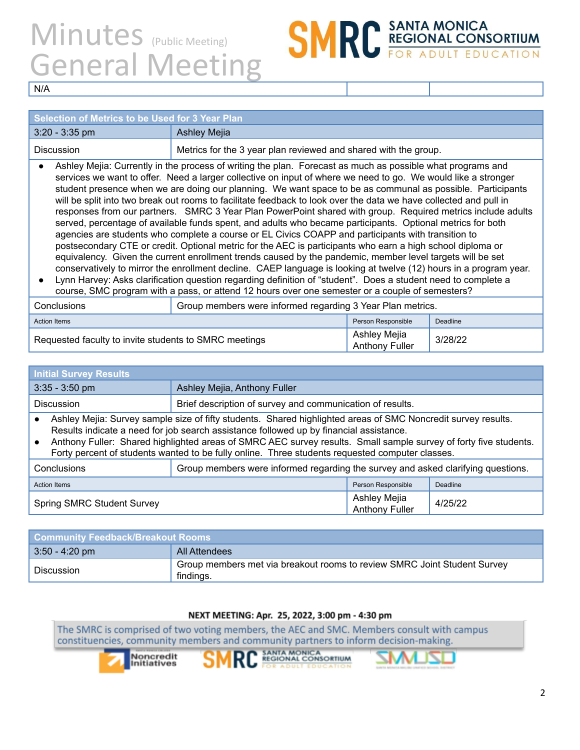# Minutes (Public Meeting)
# General Meeting

| N/A | | |
|---|---|---|

| Selection of Metrics to be Used for 3 Year Plan | |
|---|---|
| 3:20 - 3:35 pm | Ashley Mejia |
| Discussion | Metrics for the 3 year plan reviewed and shared with the group. |

- Ashley Mejia: Currently in the process of writing the plan. Forecast as much as possible what programs and services we want to offer. Need a larger collective on input of where we need to go. We would like a stronger student presence when we are doing our planning. We want space to be as communal as possible. Participants will be split into two break out rooms to facilitate feedback to look over the data we have collected and pull in responses from our partners. SMRC 3 Year Plan PowerPoint shared with group. Required metrics include adults served, percentage of available funds spent, and adults who became participants. Optional metrics for both agencies are students who complete a course or EL Civics COAPP and participants with transition to postsecondary CTE or credit. Optional metric for the AEC is participants who earn a high school diploma or equivalency. Given the current enrollment trends caused by the pandemic, member level targets will be set conservatively to mirror the enrollment decline. CAEP language is looking at twelve (12) hours in a program year.
- Lynn Harvey: Asks clarification question regarding definition of "student". Does a student need to complete a course, SMC program with a pass, or attend 12 hours over one semester or a couple of semesters?

| Conclusions | Group members were informed regarding 3 Year Plan metrics. |
|---|---|

| Action Items | Person Responsible | Deadline |
|---|---|---|
| Requested faculty to invite students to SMRC meetings | Ashley Mejia<br>Anthony Fuller | 3/28/22 |

| Initial Survey Results | |
|---|---|
| 3:35 - 3:50 pm | Ashley Mejia, Anthony Fuller |
| Discussion | Brief description of survey and communication of results. |

- Ashley Mejia: Survey sample size of fifty students. Shared highlighted areas of SMC Noncredit survey results. Results indicate a need for job search assistance followed up by financial assistance.
- Anthony Fuller: Shared highlighted areas of SMRC AEC survey results. Small sample survey of forty five students. Forty percent of students wanted to be fully online. Three students requested computer classes.

| Conclusions | Group members were informed regarding the survey and asked clarifying questions. |
|---|---|

| Action Items | Person Responsible | Deadline |
|---|---|---|
| Spring SMRC Student Survey | Ashley Mejia<br>Anthony Fuller | 4/25/22 |

| Community Feedback/Breakout Rooms | |
|---|---|
| 3:50 - 4:20 pm | All Attendees |
| Discussion | Group members met via breakout rooms to review SMRC Joint Student Survey findings. |

**NEXT MEETING: Apr. 25, 2022, 3:00 pm - 4:30 pm**

The SMRC is comprised of two voting members, the AEC and SMC. Members consult with campus constituencies, community members and community partners to inform decision-making.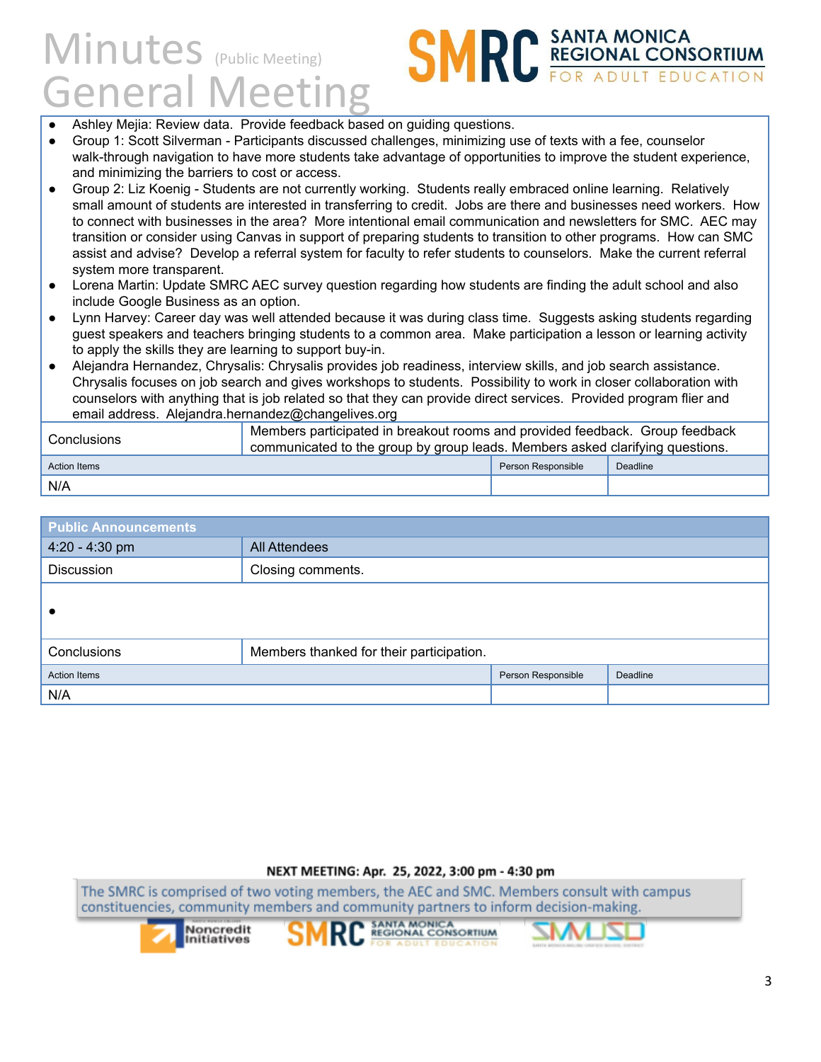- Ashley Mejia: Review data. Provide feedback based on guiding questions.
- Group 1: Scott Silverman - Participants discussed challenges, minimizing use of texts with a fee, counselor walk-through navigation to have more students take advantage of opportunities to improve the student experience, and minimizing the barriers to cost or access.
- Group 2: Liz Koenig - Students are not currently working. Students really embraced online learning. Relatively small amount of students are interested in transferring to credit. Jobs are there and businesses need workers. How to connect with businesses in the area? More intentional email communication and newsletters for SMC. AEC may transition or consider using Canvas in support of preparing students to transition to other programs. How can SMC assist and advise? Develop a referral system for faculty to refer students to counselors. Make the current referral system more transparent.
- Lorena Martin: Update SMRC AEC survey question regarding how students are finding the adult school and also include Google Business as an option.
- Lynn Harvey: Career day was well attended because it was during class time. Suggests asking students regarding guest speakers and teachers bringing students to a common area. Make participation a lesson or learning activity to apply the skills they are learning to support buy-in.
- Alejandra Hernandez, Chrysalis: Chrysalis provides job readiness, interview skills, and job search assistance. Chrysalis focuses on job search and gives workshops to students. Possibility to work in closer collaboration with counselors with anything that is job related so that they can provide direct services. Provided program flier and email address. Alejandra.hernandez@changelives.org

| | | | |
|---|---|---|---|
| Conclusions | Members participated in breakout rooms and provided feedback. Group feedback communicated to the group by group leads. Members asked clarifying questions. | | |
| Action Items | | Person Responsible | Deadline |
| N/A | | | |

| Public Announcements | | | |
|---|---|---|---|
| 4:20 - 4:30 pm | All Attendees | | |
| Discussion | Closing comments. | | |
| • | | | |
| Conclusions | Members thanked for their participation. | | |
| Action Items | | Person Responsible | Deadline |
| N/A | | | |

**NEXT MEETING: Apr. 25, 2022, 3:00 pm - 4:30 pm**

The SMRC is comprised of two voting members, the AEC and SMC. Members consult with campus constituencies, community members and community partners to inform decision-making.